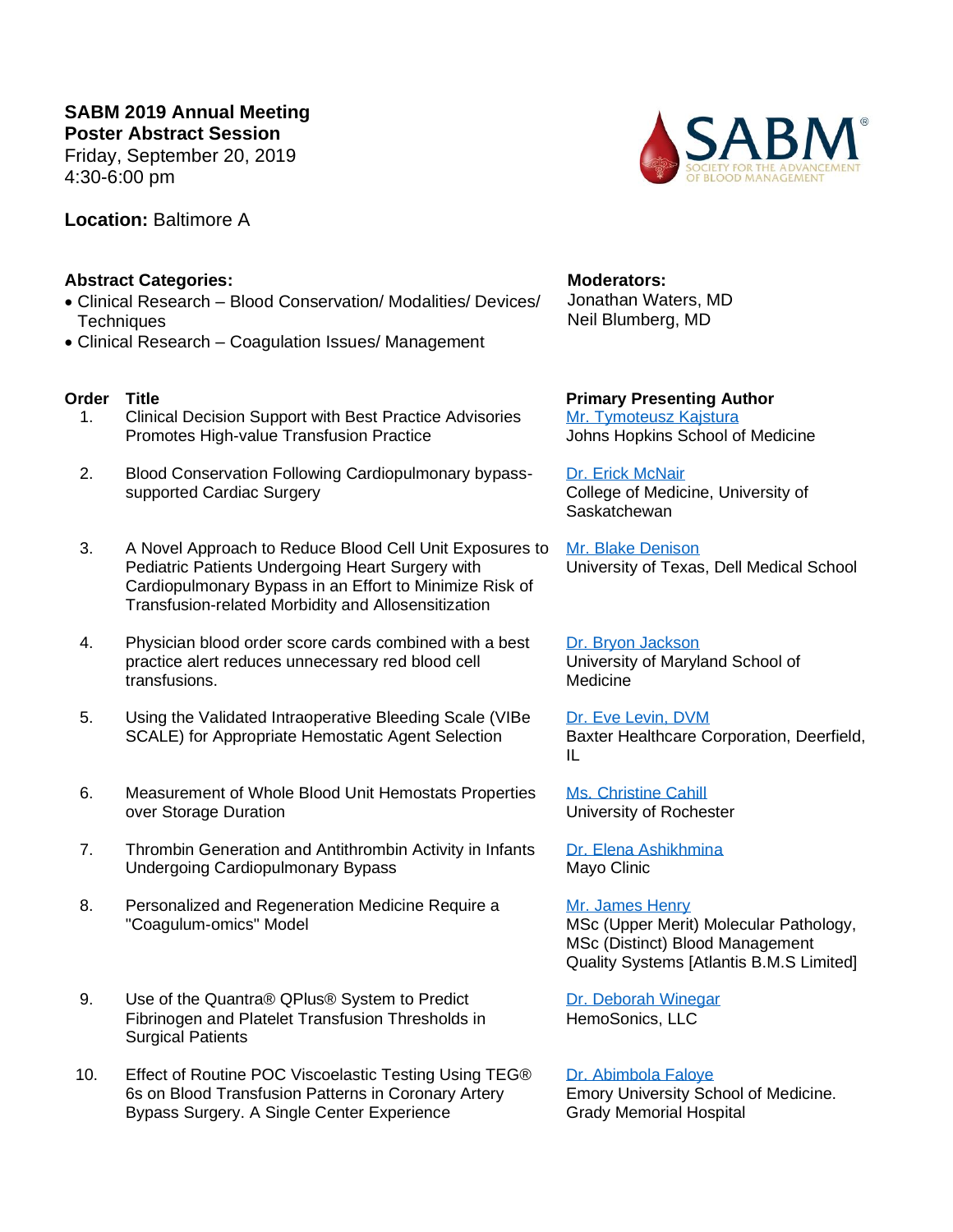**SABM 2019 Annual Meeting**
**Poster Abstract Session**
Friday, September 20, 2019
4:30-6:00 pm

**Location:** Baltimore A

**Abstract Categories:**

- Clinical Research – Blood Conservation/ Modalities/ Devices/ Techniques
- Clinical Research – Coagulation Issues/ Management

**Moderators:**
Jonathan Waters, MD
Neil Blumberg, MD

| Order | Title | Primary Presenting Author |
|---|---|---|
| 1. | Clinical Decision Support with Best Practice Advisories Promotes High-value Transfusion Practice | Mr. Tymoteusz Kajstura<br>Johns Hopkins School of Medicine |
| 2. | Blood Conservation Following Cardiopulmonary bypass-supported Cardiac Surgery | Dr. Erick McNair<br>College of Medicine, University of Saskatchewan |
| 3. | A Novel Approach to Reduce Blood Cell Unit Exposures to Pediatric Patients Undergoing Heart Surgery with Cardiopulmonary Bypass in an Effort to Minimize Risk of Transfusion-related Morbidity and Allosensitization | Mr. Blake Denison<br>University of Texas, Dell Medical School |
| 4. | Physician blood order score cards combined with a best practice alert reduces unnecessary red blood cell transfusions. | Dr. Bryon Jackson<br>University of Maryland School of Medicine |
| 5. | Using the Validated Intraoperative Bleeding Scale (VIBe SCALE) for Appropriate Hemostatic Agent Selection | Dr. Eve Levin, DVM<br>Baxter Healthcare Corporation, Deerfield, IL |
| 6. | Measurement of Whole Blood Unit Hemostats Properties over Storage Duration | Ms. Christine Cahill<br>University of Rochester |
| 7. | Thrombin Generation and Antithrombin Activity in Infants Undergoing Cardiopulmonary Bypass | Dr. Elena Ashikhmina<br>Mayo Clinic |
| 8. | Personalized and Regeneration Medicine Require a "Coagulum-omics" Model | Mr. James Henry<br>MSc (Upper Merit) Molecular Pathology, MSc (Distinct) Blood Management Quality Systems [Atlantis B.M.S Limited] |
| 9. | Use of the Quantra® QPlus® System to Predict Fibrinogen and Platelet Transfusion Thresholds in Surgical Patients | Dr. Deborah Winegar<br>HemoSonics, LLC |
| 10. | Effect of Routine POC Viscoelastic Testing Using TEG® 6s on Blood Transfusion Patterns in Coronary Artery Bypass Surgery. A Single Center Experience | Dr. Abimbola Faloye<br>Emory University School of Medicine. Grady Memorial Hospital |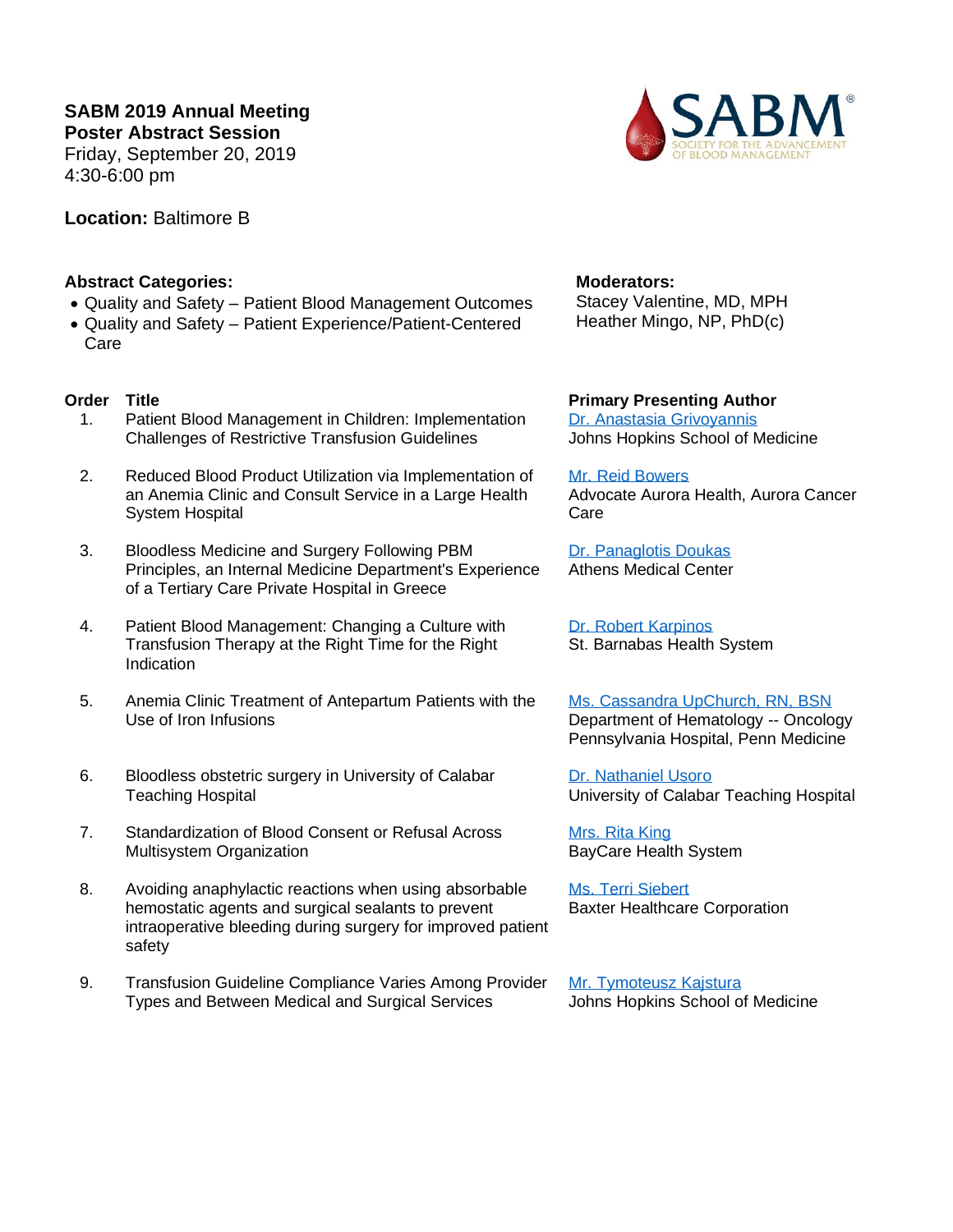**SABM 2019 Annual Meeting**
**Poster Abstract Session**
Friday, September 20, 2019
4:30-6:00 pm

**Location:** Baltimore B

**Abstract Categories:**

- Quality and Safety – Patient Blood Management Outcomes
- Quality and Safety – Patient Experience/Patient-Centered Care

**Moderators:**
Stacey Valentine, MD, MPH
Heather Mingo, NP, PhD(c)

| Order | Title | Primary Presenting Author |
|---|---|---|
| 1. | Patient Blood Management in Children: Implementation Challenges of Restrictive Transfusion Guidelines | Dr. Anastasia Grivoyannis<br>Johns Hopkins School of Medicine |
| 2. | Reduced Blood Product Utilization via Implementation of an Anemia Clinic and Consult Service in a Large Health System Hospital | Mr. Reid Bowers<br>Advocate Aurora Health, Aurora Cancer Care |
| 3. | Bloodless Medicine and Surgery Following PBM Principles, an Internal Medicine Department's Experience of a Tertiary Care Private Hospital in Greece | Dr. Panaglotis Doukas<br>Athens Medical Center |
| 4. | Patient Blood Management: Changing a Culture with Transfusion Therapy at the Right Time for the Right Indication | Dr. Robert Karpinos<br>St. Barnabas Health System |
| 5. | Anemia Clinic Treatment of Antepartum Patients with the Use of Iron Infusions | Ms. Cassandra UpChurch, RN, BSN<br>Department of Hematology -- Oncology Pennsylvania Hospital, Penn Medicine |
| 6. | Bloodless obstetric surgery in University of Calabar Teaching Hospital | Dr. Nathaniel Usoro<br>University of Calabar Teaching Hospital |
| 7. | Standardization of Blood Consent or Refusal Across Multisystem Organization | Mrs. Rita King<br>BayCare Health System |
| 8. | Avoiding anaphylactic reactions when using absorbable hemostatic agents and surgical sealants to prevent intraoperative bleeding during surgery for improved patient safety | Ms. Terri Siebert<br>Baxter Healthcare Corporation |
| 9. | Transfusion Guideline Compliance Varies Among Provider Types and Between Medical and Surgical Services | Mr. Tymoteusz Kajstura<br>Johns Hopkins School of Medicine |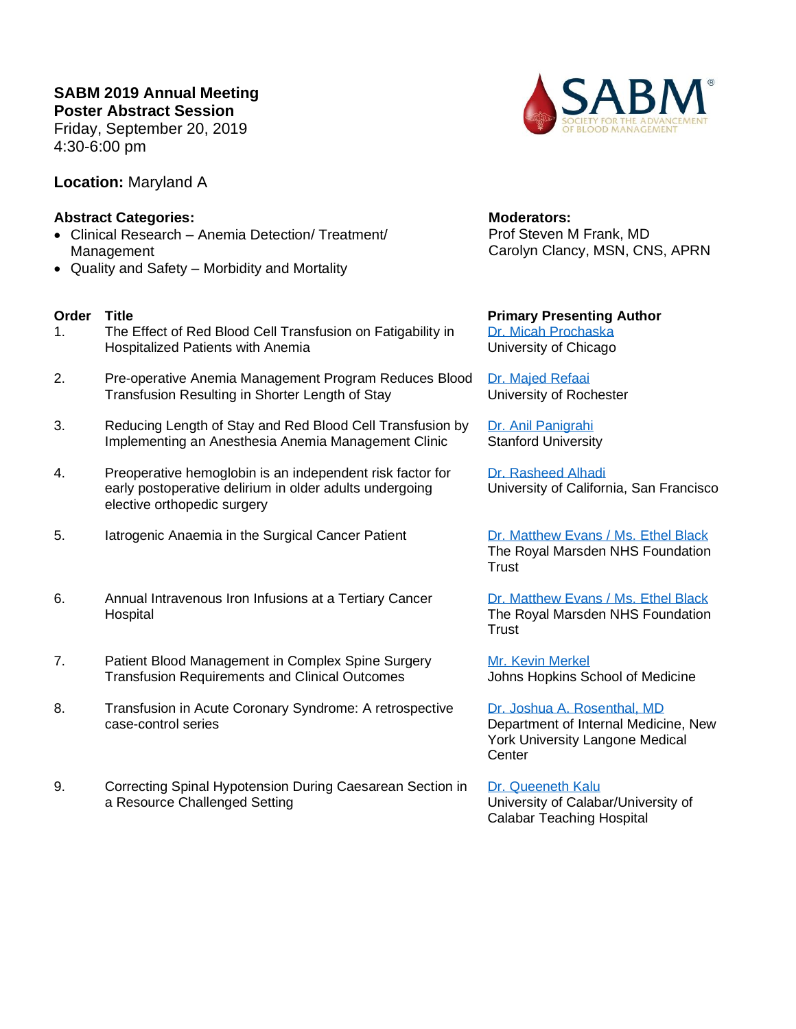**SABM 2019 Annual Meeting**
**Poster Abstract Session**
Friday, September 20, 2019
4:30-6:00 pm

**Location:** Maryland A

**Abstract Categories:**

- Clinical Research – Anemia Detection/ Treatment/ Management
- Quality and Safety – Morbidity and Mortality

**Moderators:**
Prof Steven M Frank, MD
Carolyn Clancy, MSN, CNS, APRN

| Order | Title | Primary Presenting Author |
|---|---|---|
| 1. | The Effect of Red Blood Cell Transfusion on Fatigability in Hospitalized Patients with Anemia | Dr. Micah Prochaska<br>University of Chicago |
| 2. | Pre-operative Anemia Management Program Reduces Blood Transfusion Resulting in Shorter Length of Stay | Dr. Majed Refaai<br>University of Rochester |
| 3. | Reducing Length of Stay and Red Blood Cell Transfusion by Implementing an Anesthesia Anemia Management Clinic | Dr. Anil Panigrahi<br>Stanford University |
| 4. | Preoperative hemoglobin is an independent risk factor for early postoperative delirium in older adults undergoing elective orthopedic surgery | Dr. Rasheed Alhadi<br>University of California, San Francisco |
| 5. | Iatrogenic Anaemia in the Surgical Cancer Patient | Dr. Matthew Evans / Ms. Ethel Black<br>The Royal Marsden NHS Foundation Trust |
| 6. | Annual Intravenous Iron Infusions at a Tertiary Cancer Hospital | Dr. Matthew Evans / Ms. Ethel Black<br>The Royal Marsden NHS Foundation Trust |
| 7. | Patient Blood Management in Complex Spine Surgery Transfusion Requirements and Clinical Outcomes | Mr. Kevin Merkel<br>Johns Hopkins School of Medicine |
| 8. | Transfusion in Acute Coronary Syndrome: A retrospective case-control series | Dr. Joshua A. Rosenthal, MD<br>Department of Internal Medicine, New York University Langone Medical Center |
| 9. | Correcting Spinal Hypotension During Caesarean Section in a Resource Challenged Setting | Dr. Queeneth Kalu<br>University of Calabar/University of Calabar Teaching Hospital |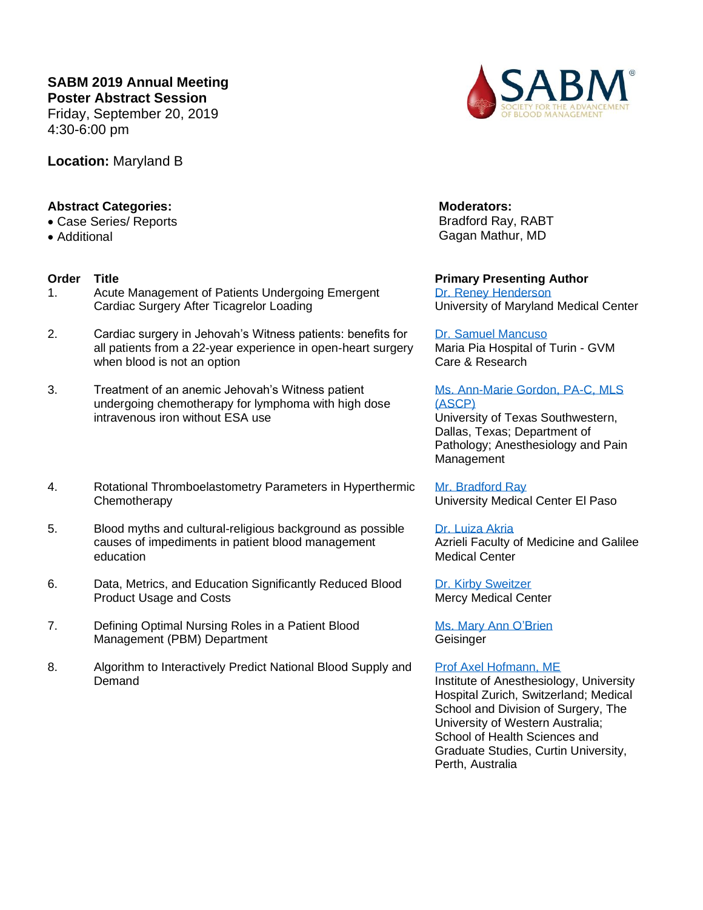**SABM 2019 Annual Meeting**
**Poster Abstract Session**
Friday, September 20, 2019
4:30-6:00 pm

**Location:** Maryland B

**Abstract Categories:**

- Case Series/ Reports
- Additional

**Moderators:**
Bradford Ray, RABT
Gagan Mathur, MD

| Order | Title | Primary Presenting Author |
|---|---|---|
| 1. | Acute Management of Patients Undergoing Emergent Cardiac Surgery After Ticagrelor Loading | Dr. Reney Henderson<br>University of Maryland Medical Center |
| 2. | Cardiac surgery in Jehovah's Witness patients: benefits for all patients from a 22-year experience in open-heart surgery when blood is not an option | Dr. Samuel Mancuso<br>Maria Pia Hospital of Turin - GVM Care & Research |
| 3. | Treatment of an anemic Jehovah's Witness patient undergoing chemotherapy for lymphoma with high dose intravenous iron without ESA use | Ms. Ann-Marie Gordon, PA-C, MLS (ASCP)<br>University of Texas Southwestern, Dallas, Texas; Department of Pathology; Anesthesiology and Pain Management |
| 4. | Rotational Thromboelastometry Parameters in Hyperthermic Chemotherapy | Mr. Bradford Ray<br>University Medical Center El Paso |
| 5. | Blood myths and cultural-religious background as possible causes of impediments in patient blood management education | Dr. Luiza Akria<br>Azrieli Faculty of Medicine and Galilee Medical Center |
| 6. | Data, Metrics, and Education Significantly Reduced Blood Product Usage and Costs | Dr. Kirby Sweitzer<br>Mercy Medical Center |
| 7. | Defining Optimal Nursing Roles in a Patient Blood Management (PBM) Department | Ms. Mary Ann O'Brien<br>Geisinger |
| 8. | Algorithm to Interactively Predict National Blood Supply and Demand | Prof Axel Hofmann, ME<br>Institute of Anesthesiology, University Hospital Zurich, Switzerland; Medical School and Division of Surgery, The University of Western Australia; School of Health Sciences and Graduate Studies, Curtin University, Perth, Australia |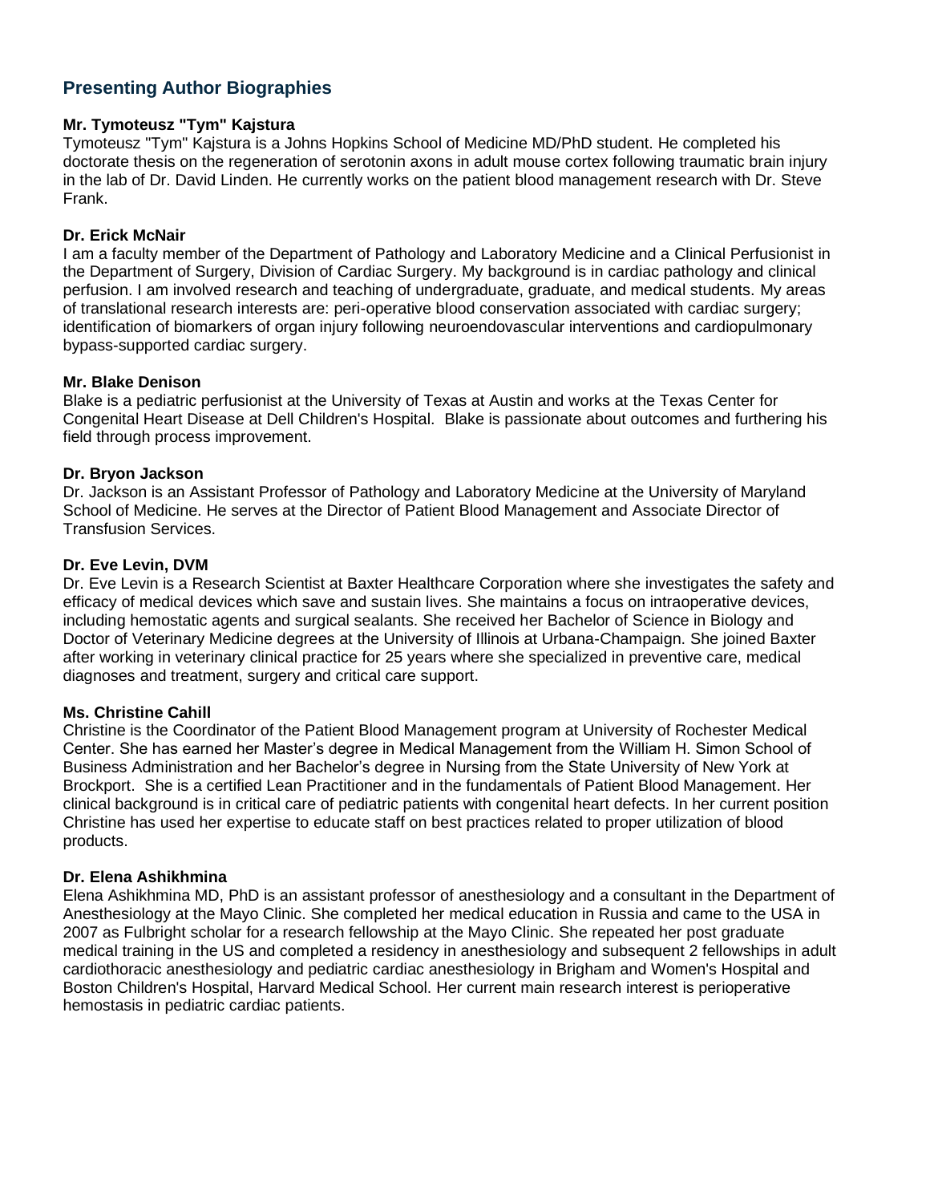## Presenting Author Biographies

**Mr. Tymoteusz "Tym" Kajstura**

Tymoteusz "Tym" Kajstura is a Johns Hopkins School of Medicine MD/PhD student. He completed his doctorate thesis on the regeneration of serotonin axons in adult mouse cortex following traumatic brain injury in the lab of Dr. David Linden. He currently works on the patient blood management research with Dr. Steve Frank.

**Dr. Erick McNair**

I am a faculty member of the Department of Pathology and Laboratory Medicine and a Clinical Perfusionist in the Department of Surgery, Division of Cardiac Surgery. My background is in cardiac pathology and clinical perfusion. I am involved research and teaching of undergraduate, graduate, and medical students. My areas of translational research interests are: peri-operative blood conservation associated with cardiac surgery; identification of biomarkers of organ injury following neuroendovascular interventions and cardiopulmonary bypass-supported cardiac surgery.

**Mr. Blake Denison**

Blake is a pediatric perfusionist at the University of Texas at Austin and works at the Texas Center for Congenital Heart Disease at Dell Children's Hospital. Blake is passionate about outcomes and furthering his field through process improvement.

**Dr. Bryon Jackson**

Dr. Jackson is an Assistant Professor of Pathology and Laboratory Medicine at the University of Maryland School of Medicine. He serves at the Director of Patient Blood Management and Associate Director of Transfusion Services.

**Dr. Eve Levin, DVM**

Dr. Eve Levin is a Research Scientist at Baxter Healthcare Corporation where she investigates the safety and efficacy of medical devices which save and sustain lives. She maintains a focus on intraoperative devices, including hemostatic agents and surgical sealants. She received her Bachelor of Science in Biology and Doctor of Veterinary Medicine degrees at the University of Illinois at Urbana-Champaign. She joined Baxter after working in veterinary clinical practice for 25 years where she specialized in preventive care, medical diagnoses and treatment, surgery and critical care support.

**Ms. Christine Cahill**

Christine is the Coordinator of the Patient Blood Management program at University of Rochester Medical Center. She has earned her Master's degree in Medical Management from the William H. Simon School of Business Administration and her Bachelor's degree in Nursing from the State University of New York at Brockport. She is a certified Lean Practitioner and in the fundamentals of Patient Blood Management. Her clinical background is in critical care of pediatric patients with congenital heart defects. In her current position Christine has used her expertise to educate staff on best practices related to proper utilization of blood products.

**Dr. Elena Ashikhmina**

Elena Ashikhmina MD, PhD is an assistant professor of anesthesiology and a consultant in the Department of Anesthesiology at the Mayo Clinic. She completed her medical education in Russia and came to the USA in 2007 as Fulbright scholar for a research fellowship at the Mayo Clinic. She repeated her post graduate medical training in the US and completed a residency in anesthesiology and subsequent 2 fellowships in adult cardiothoracic anesthesiology and pediatric cardiac anesthesiology in Brigham and Women's Hospital and Boston Children's Hospital, Harvard Medical School. Her current main research interest is perioperative hemostasis in pediatric cardiac patients.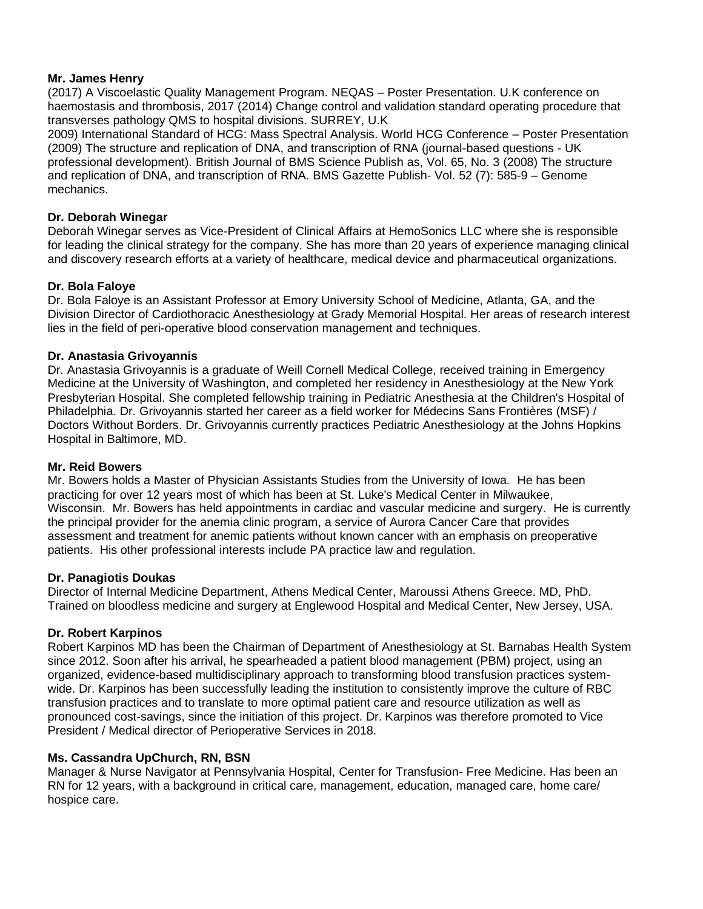**Mr. James Henry**

(2017) A Viscoelastic Quality Management Program. NEQAS – Poster Presentation. U.K conference on haemostasis and thrombosis, 2017 (2014) Change control and validation standard operating procedure that transverses pathology QMS to hospital divisions. SURREY, U.K

2009) International Standard of HCG: Mass Spectral Analysis. World HCG Conference – Poster Presentation (2009) The structure and replication of DNA, and transcription of RNA (journal-based questions - UK professional development). British Journal of BMS Science Publish as, Vol. 65, No. 3 (2008) The structure and replication of DNA, and transcription of RNA. BMS Gazette Publish- Vol. 52 (7): 585-9 – Genome mechanics.

**Dr. Deborah Winegar**

Deborah Winegar serves as Vice-President of Clinical Affairs at HemoSonics LLC where she is responsible for leading the clinical strategy for the company. She has more than 20 years of experience managing clinical and discovery research efforts at a variety of healthcare, medical device and pharmaceutical organizations.

**Dr. Bola Faloye**

Dr. Bola Faloye is an Assistant Professor at Emory University School of Medicine, Atlanta, GA, and the Division Director of Cardiothoracic Anesthesiology at Grady Memorial Hospital. Her areas of research interest lies in the field of peri-operative blood conservation management and techniques.

**Dr. Anastasia Grivoyannis**

Dr. Anastasia Grivoyannis is a graduate of Weill Cornell Medical College, received training in Emergency Medicine at the University of Washington, and completed her residency in Anesthesiology at the New York Presbyterian Hospital. She completed fellowship training in Pediatric Anesthesia at the Children's Hospital of Philadelphia. Dr. Grivoyannis started her career as a field worker for Médecins Sans Frontières (MSF) / Doctors Without Borders. Dr. Grivoyannis currently practices Pediatric Anesthesiology at the Johns Hopkins Hospital in Baltimore, MD.

**Mr. Reid Bowers**

Mr. Bowers holds a Master of Physician Assistants Studies from the University of Iowa. He has been practicing for over 12 years most of which has been at St. Luke's Medical Center in Milwaukee, Wisconsin. Mr. Bowers has held appointments in cardiac and vascular medicine and surgery. He is currently the principal provider for the anemia clinic program, a service of Aurora Cancer Care that provides assessment and treatment for anemic patients without known cancer with an emphasis on preoperative patients. His other professional interests include PA practice law and regulation.

**Dr. Panagiotis Doukas**

Director of Internal Medicine Department, Athens Medical Center, Maroussi Athens Greece. MD, PhD. Trained on bloodless medicine and surgery at Englewood Hospital and Medical Center, New Jersey, USA.

**Dr. Robert Karpinos**

Robert Karpinos MD has been the Chairman of Department of Anesthesiology at St. Barnabas Health System since 2012. Soon after his arrival, he spearheaded a patient blood management (PBM) project, using an organized, evidence-based multidisciplinary approach to transforming blood transfusion practices system-wide. Dr. Karpinos has been successfully leading the institution to consistently improve the culture of RBC transfusion practices and to translate to more optimal patient care and resource utilization as well as pronounced cost-savings, since the initiation of this project. Dr. Karpinos was therefore promoted to Vice President / Medical director of Perioperative Services in 2018.

**Ms. Cassandra UpChurch, RN, BSN**

Manager & Nurse Navigator at Pennsylvania Hospital, Center for Transfusion- Free Medicine. Has been an RN for 12 years, with a background in critical care, management, education, managed care, home care/ hospice care.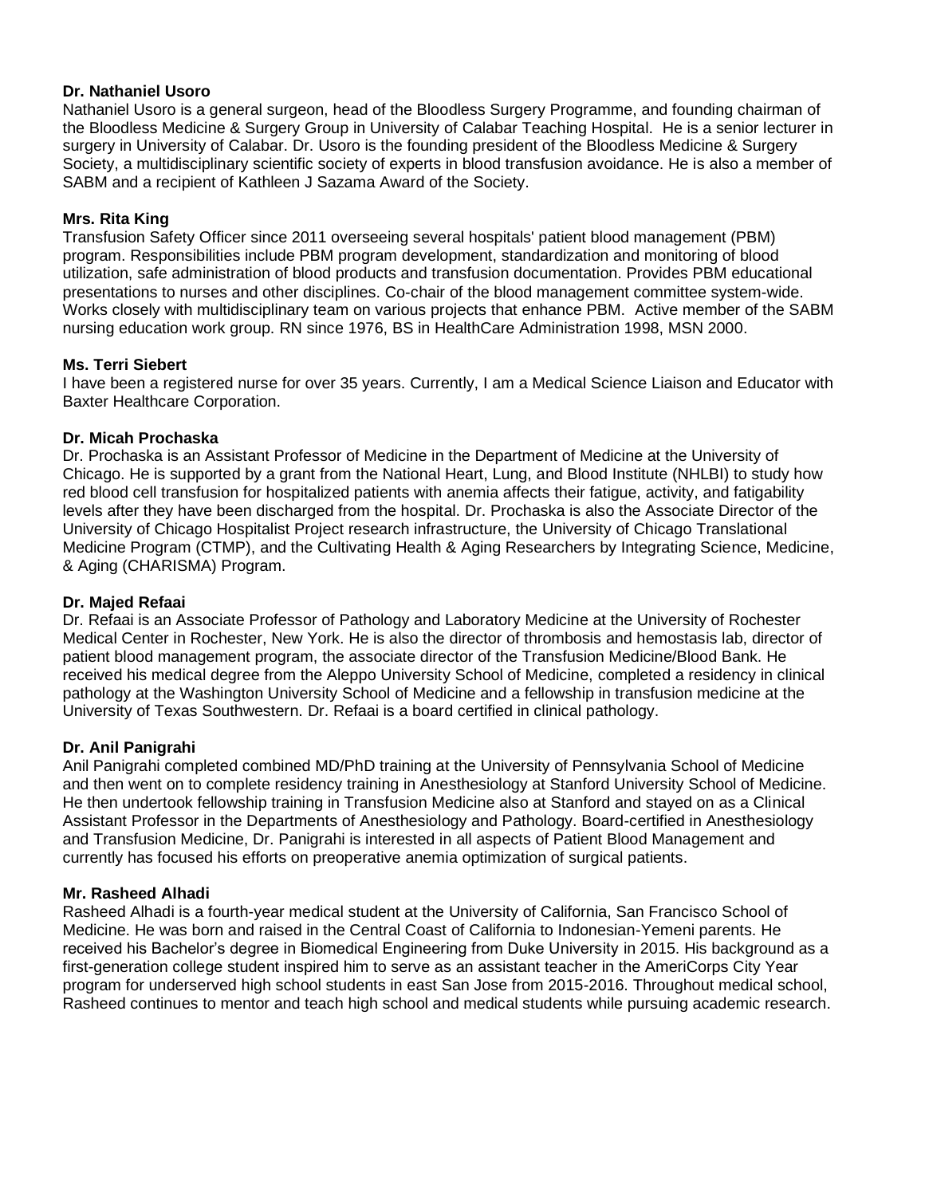**Dr. Nathaniel Usoro**

Nathaniel Usoro is a general surgeon, head of the Bloodless Surgery Programme, and founding chairman of the Bloodless Medicine & Surgery Group in University of Calabar Teaching Hospital. He is a senior lecturer in surgery in University of Calabar. Dr. Usoro is the founding president of the Bloodless Medicine & Surgery Society, a multidisciplinary scientific society of experts in blood transfusion avoidance. He is also a member of SABM and a recipient of Kathleen J Sazama Award of the Society.

**Mrs. Rita King**

Transfusion Safety Officer since 2011 overseeing several hospitals' patient blood management (PBM) program. Responsibilities include PBM program development, standardization and monitoring of blood utilization, safe administration of blood products and transfusion documentation. Provides PBM educational presentations to nurses and other disciplines. Co-chair of the blood management committee system-wide. Works closely with multidisciplinary team on various projects that enhance PBM. Active member of the SABM nursing education work group. RN since 1976, BS in HealthCare Administration 1998, MSN 2000.

**Ms. Terri Siebert**

I have been a registered nurse for over 35 years. Currently, I am a Medical Science Liaison and Educator with Baxter Healthcare Corporation.

**Dr. Micah Prochaska**

Dr. Prochaska is an Assistant Professor of Medicine in the Department of Medicine at the University of Chicago. He is supported by a grant from the National Heart, Lung, and Blood Institute (NHLBI) to study how red blood cell transfusion for hospitalized patients with anemia affects their fatigue, activity, and fatigability levels after they have been discharged from the hospital. Dr. Prochaska is also the Associate Director of the University of Chicago Hospitalist Project research infrastructure, the University of Chicago Translational Medicine Program (CTMP), and the Cultivating Health & Aging Researchers by Integrating Science, Medicine, & Aging (CHARISMA) Program.

**Dr. Majed Refaai**

Dr. Refaai is an Associate Professor of Pathology and Laboratory Medicine at the University of Rochester Medical Center in Rochester, New York. He is also the director of thrombosis and hemostasis lab, director of patient blood management program, the associate director of the Transfusion Medicine/Blood Bank. He received his medical degree from the Aleppo University School of Medicine, completed a residency in clinical pathology at the Washington University School of Medicine and a fellowship in transfusion medicine at the University of Texas Southwestern. Dr. Refaai is a board certified in clinical pathology.

**Dr. Anil Panigrahi**

Anil Panigrahi completed combined MD/PhD training at the University of Pennsylvania School of Medicine and then went on to complete residency training in Anesthesiology at Stanford University School of Medicine. He then undertook fellowship training in Transfusion Medicine also at Stanford and stayed on as a Clinical Assistant Professor in the Departments of Anesthesiology and Pathology. Board-certified in Anesthesiology and Transfusion Medicine, Dr. Panigrahi is interested in all aspects of Patient Blood Management and currently has focused his efforts on preoperative anemia optimization of surgical patients.

**Mr. Rasheed Alhadi**

Rasheed Alhadi is a fourth-year medical student at the University of California, San Francisco School of Medicine. He was born and raised in the Central Coast of California to Indonesian-Yemeni parents. He received his Bachelor's degree in Biomedical Engineering from Duke University in 2015. His background as a first-generation college student inspired him to serve as an assistant teacher in the AmeriCorps City Year program for underserved high school students in east San Jose from 2015-2016. Throughout medical school, Rasheed continues to mentor and teach high school and medical students while pursuing academic research.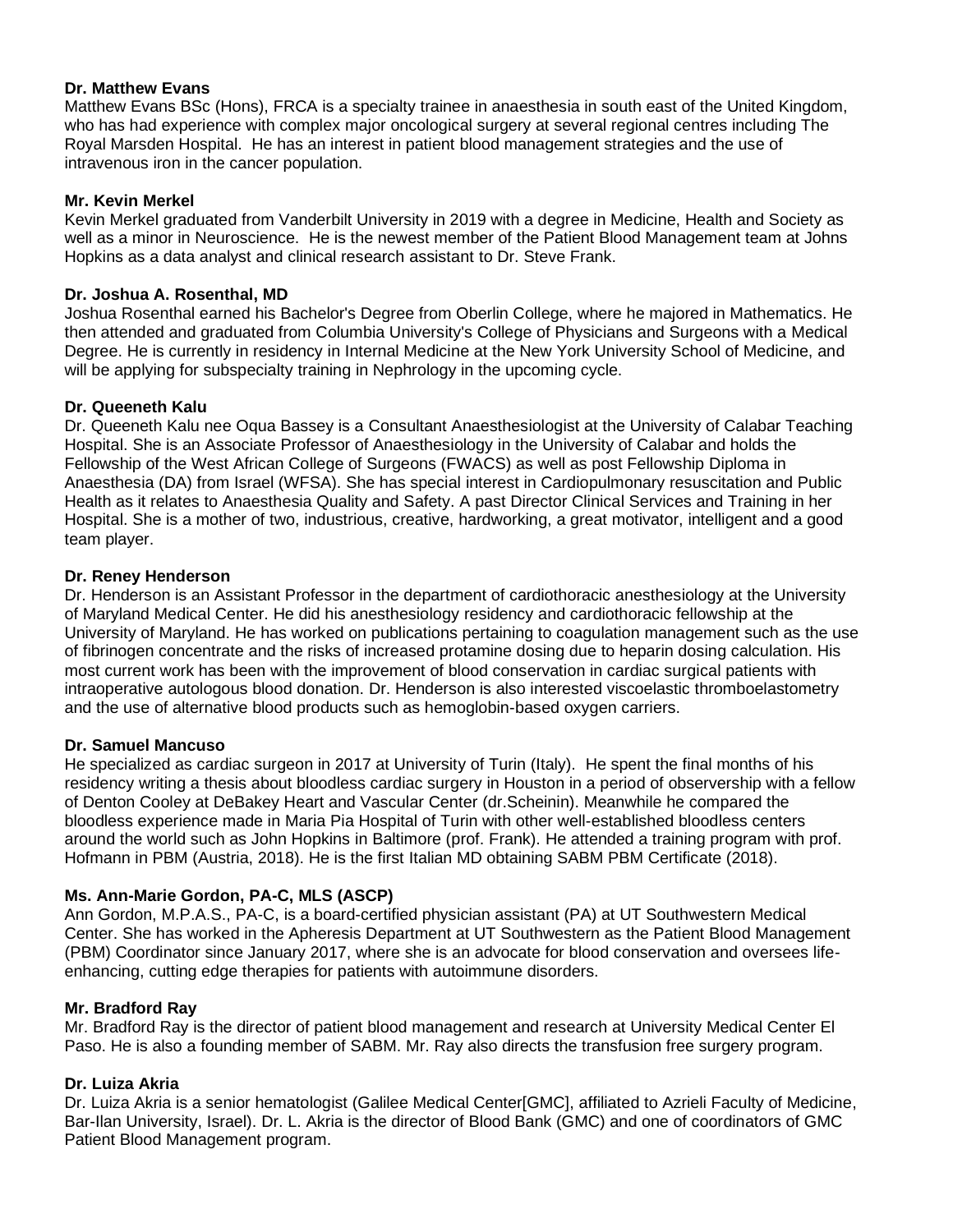**Dr. Matthew Evans**
Matthew Evans BSc (Hons), FRCA is a specialty trainee in anaesthesia in south east of the United Kingdom, who has had experience with complex major oncological surgery at several regional centres including The Royal Marsden Hospital. He has an interest in patient blood management strategies and the use of intravenous iron in the cancer population.

**Mr. Kevin Merkel**
Kevin Merkel graduated from Vanderbilt University in 2019 with a degree in Medicine, Health and Society as well as a minor in Neuroscience. He is the newest member of the Patient Blood Management team at Johns Hopkins as a data analyst and clinical research assistant to Dr. Steve Frank.

**Dr. Joshua A. Rosenthal, MD**
Joshua Rosenthal earned his Bachelor's Degree from Oberlin College, where he majored in Mathematics. He then attended and graduated from Columbia University's College of Physicians and Surgeons with a Medical Degree. He is currently in residency in Internal Medicine at the New York University School of Medicine, and will be applying for subspecialty training in Nephrology in the upcoming cycle.

**Dr. Queeneth Kalu**
Dr. Queeneth Kalu nee Oqua Bassey is a Consultant Anaesthesiologist at the University of Calabar Teaching Hospital. She is an Associate Professor of Anaesthesiology in the University of Calabar and holds the Fellowship of the West African College of Surgeons (FWACS) as well as post Fellowship Diploma in Anaesthesia (DA) from Israel (WFSA). She has special interest in Cardiopulmonary resuscitation and Public Health as it relates to Anaesthesia Quality and Safety. A past Director Clinical Services and Training in her Hospital. She is a mother of two, industrious, creative, hardworking, a great motivator, intelligent and a good team player.

**Dr. Reney Henderson**
Dr. Henderson is an Assistant Professor in the department of cardiothoracic anesthesiology at the University of Maryland Medical Center. He did his anesthesiology residency and cardiothoracic fellowship at the University of Maryland. He has worked on publications pertaining to coagulation management such as the use of fibrinogen concentrate and the risks of increased protamine dosing due to heparin dosing calculation. His most current work has been with the improvement of blood conservation in cardiac surgical patients with intraoperative autologous blood donation. Dr. Henderson is also interested viscoelastic thromboelastometry and the use of alternative blood products such as hemoglobin-based oxygen carriers.

**Dr. Samuel Mancuso**
He specialized as cardiac surgeon in 2017 at University of Turin (Italy). He spent the final months of his residency writing a thesis about bloodless cardiac surgery in Houston in a period of observership with a fellow of Denton Cooley at DeBakey Heart and Vascular Center (dr.Scheinin). Meanwhile he compared the bloodless experience made in Maria Pia Hospital of Turin with other well-established bloodless centers around the world such as John Hopkins in Baltimore (prof. Frank). He attended a training program with prof. Hofmann in PBM (Austria, 2018). He is the first Italian MD obtaining SABM PBM Certificate (2018).

**Ms. Ann-Marie Gordon, PA-C, MLS (ASCP)**
Ann Gordon, M.P.A.S., PA-C, is a board-certified physician assistant (PA) at UT Southwestern Medical Center. She has worked in the Apheresis Department at UT Southwestern as the Patient Blood Management (PBM) Coordinator since January 2017, where she is an advocate for blood conservation and oversees life-enhancing, cutting edge therapies for patients with autoimmune disorders.

**Mr. Bradford Ray**
Mr. Bradford Ray is the director of patient blood management and research at University Medical Center El Paso. He is also a founding member of SABM. Mr. Ray also directs the transfusion free surgery program.

**Dr. Luiza Akria**
Dr. Luiza Akria is a senior hematologist (Galilee Medical Center[GMC], affiliated to Azrieli Faculty of Medicine, Bar-Ilan University, Israel). Dr. L. Akria is the director of Blood Bank (GMC) and one of coordinators of GMC Patient Blood Management program.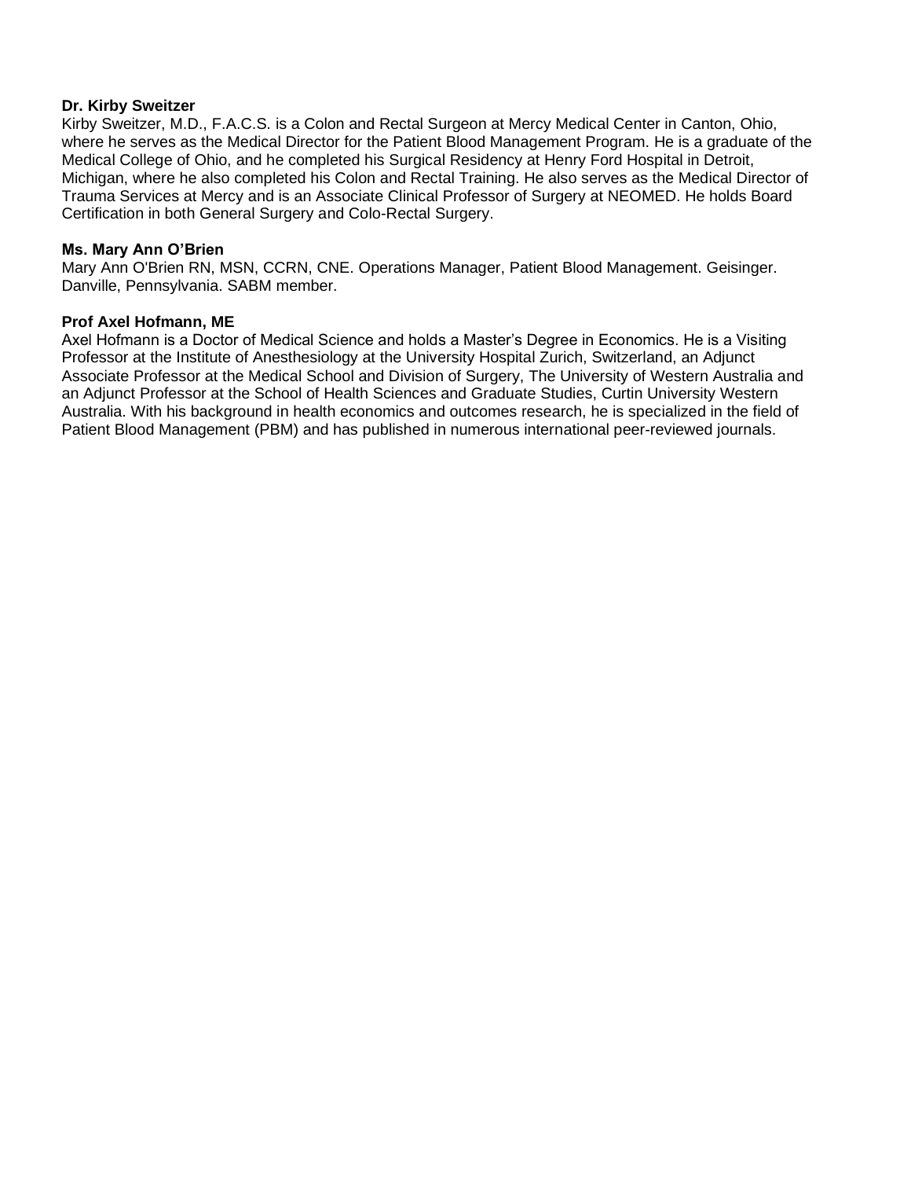**Dr. Kirby Sweitzer**

Kirby Sweitzer, M.D., F.A.C.S. is a Colon and Rectal Surgeon at Mercy Medical Center in Canton, Ohio, where he serves as the Medical Director for the Patient Blood Management Program. He is a graduate of the Medical College of Ohio, and he completed his Surgical Residency at Henry Ford Hospital in Detroit, Michigan, where he also completed his Colon and Rectal Training. He also serves as the Medical Director of Trauma Services at Mercy and is an Associate Clinical Professor of Surgery at NEOMED. He holds Board Certification in both General Surgery and Colo-Rectal Surgery.

**Ms. Mary Ann O'Brien**

Mary Ann O'Brien RN, MSN, CCRN, CNE. Operations Manager, Patient Blood Management. Geisinger. Danville, Pennsylvania. SABM member.

**Prof Axel Hofmann, ME**

Axel Hofmann is a Doctor of Medical Science and holds a Master's Degree in Economics. He is a Visiting Professor at the Institute of Anesthesiology at the University Hospital Zurich, Switzerland, an Adjunct Associate Professor at the Medical School and Division of Surgery, The University of Western Australia and an Adjunct Professor at the School of Health Sciences and Graduate Studies, Curtin University Western Australia. With his background in health economics and outcomes research, he is specialized in the field of Patient Blood Management (PBM) and has published in numerous international peer-reviewed journals.